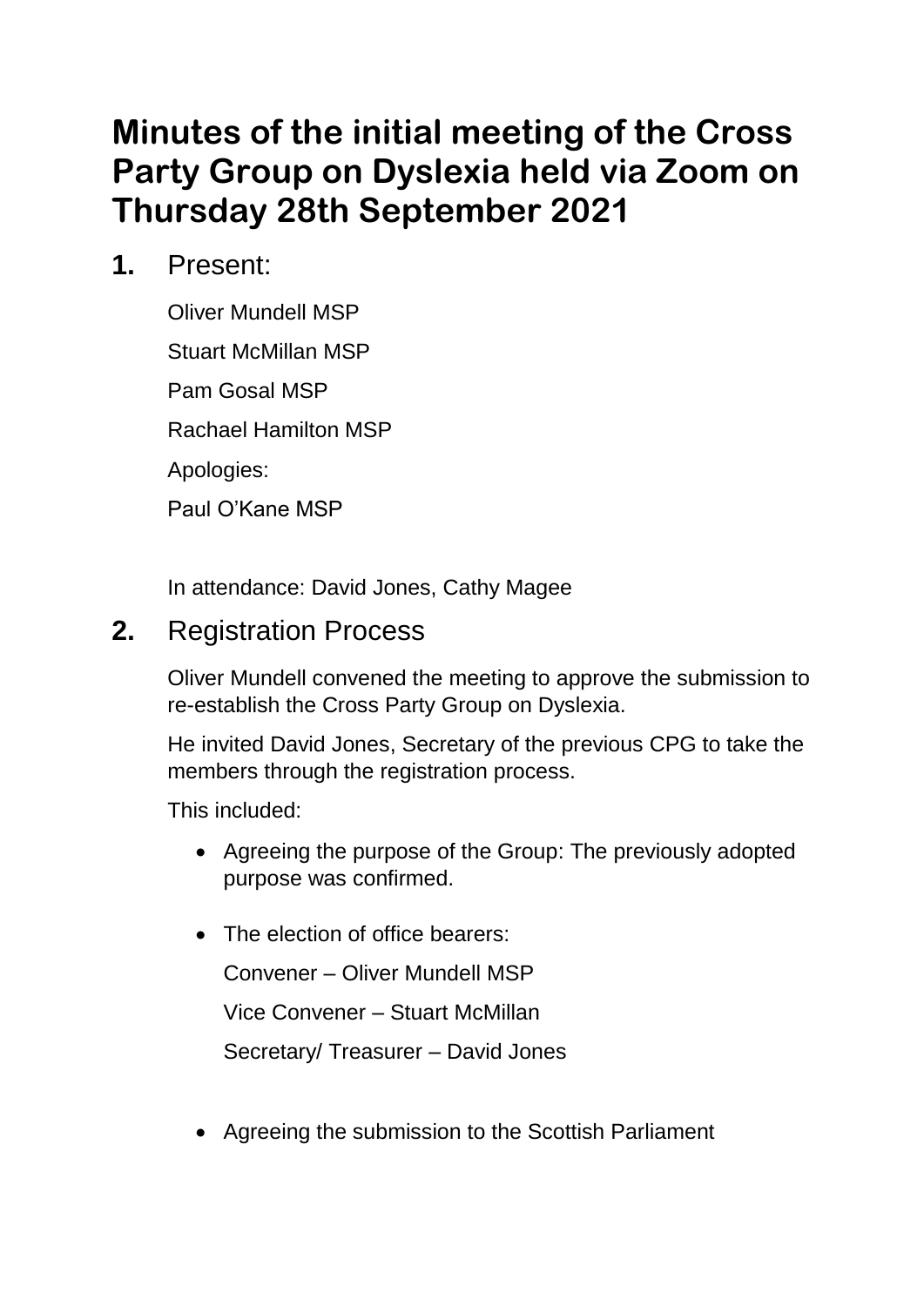# Minutes of the initial meeting of the Cross Party Group on Dyslexia held via Zoom on Thursday 28th September 2021

**1.** Present:

Oliver Mundell MSP

Stuart McMillan MSP

Pam Gosal MSP

Rachael Hamilton MSP

Apologies:

Paul O'Kane MSP

In attendance: David Jones, Cathy Magee

**2.** Registration Process

Oliver Mundell convened the meeting to approve the submission to re-establish the Cross Party Group on Dyslexia.

He invited David Jones, Secretary of the previous CPG to take the members through the registration process.

This included:

- Agreeing the purpose of the Group: The previously adopted purpose was confirmed.
- The election of office bearers:

  Convener – Oliver Mundell MSP

  Vice Convener – Stuart McMillan

  Secretary/ Treasurer – David Jones

- Agreeing the submission to the Scottish Parliament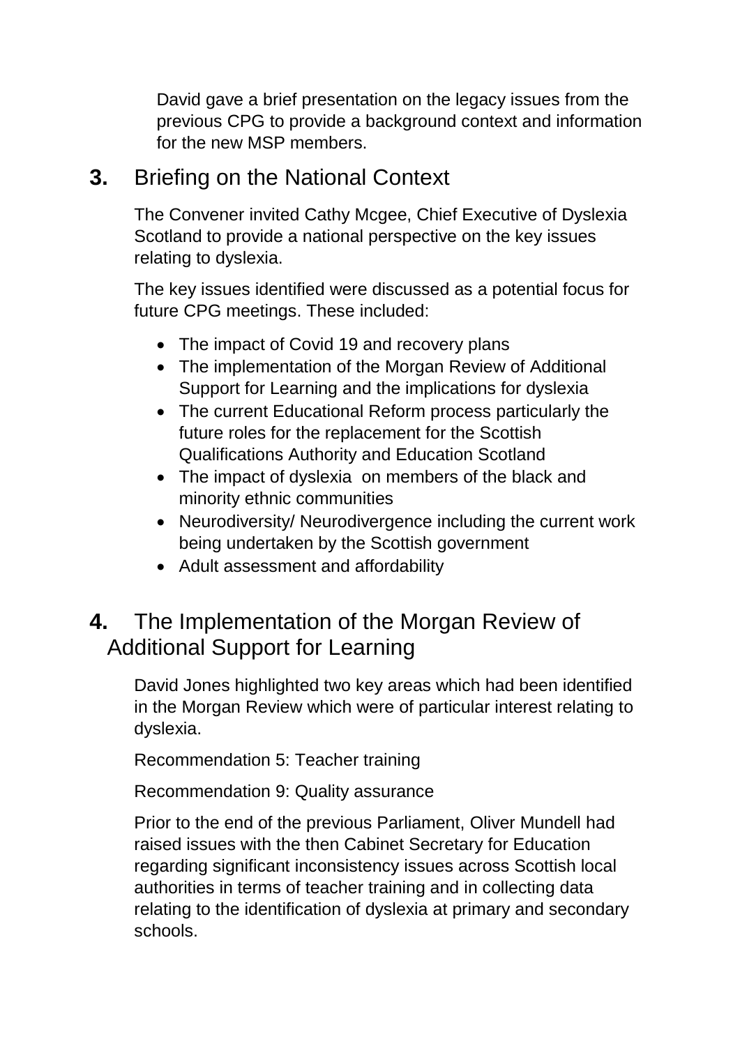David gave a brief presentation on the legacy issues from the previous CPG to provide a background context and information for the new MSP members.

## 3. Briefing on the National Context

The Convener invited Cathy Mcgee, Chief Executive of Dyslexia Scotland to provide a national perspective on the key issues relating to dyslexia.

The key issues identified were discussed as a potential focus for future CPG meetings. These included:

- The impact of Covid 19 and recovery plans
- The implementation of the Morgan Review of Additional Support for Learning and the implications for dyslexia
- The current Educational Reform process particularly the future roles for the replacement for the Scottish Qualifications Authority and Education Scotland
- The impact of dyslexia on members of the black and minority ethnic communities
- Neurodiversity/ Neurodivergence including the current work being undertaken by the Scottish government
- Adult assessment and affordability

## 4. The Implementation of the Morgan Review of Additional Support for Learning

David Jones highlighted two key areas which had been identified in the Morgan Review which were of particular interest relating to dyslexia.

Recommendation 5: Teacher training

Recommendation 9: Quality assurance

Prior to the end of the previous Parliament, Oliver Mundell had raised issues with the then Cabinet Secretary for Education regarding significant inconsistency issues across Scottish local authorities in terms of teacher training and in collecting data relating to the identification of dyslexia at primary and secondary schools.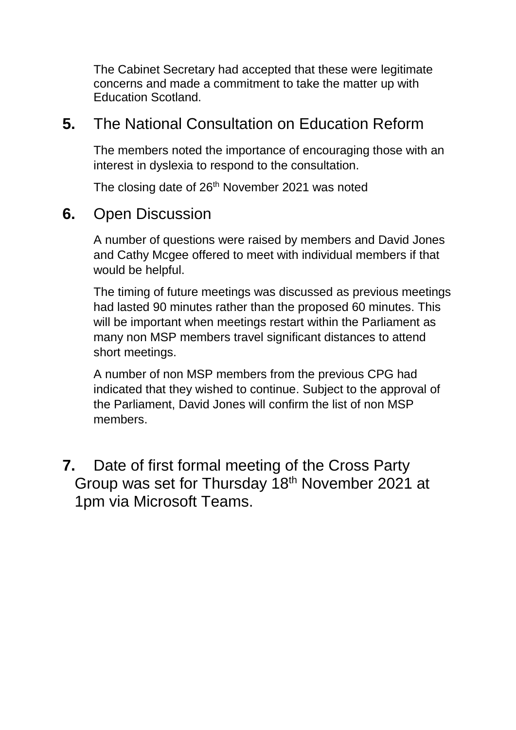The Cabinet Secretary had accepted that these were legitimate concerns and made a commitment to take the matter up with Education Scotland.

## 5. The National Consultation on Education Reform

The members noted the importance of encouraging those with an interest in dyslexia to respond to the consultation.

The closing date of 26th November 2021 was noted

## 6. Open Discussion

A number of questions were raised by members and David Jones and Cathy Mcgee offered to meet with individual members if that would be helpful.

The timing of future meetings was discussed as previous meetings had lasted 90 minutes rather than the proposed 60 minutes. This will be important when meetings restart within the Parliament as many non MSP members travel significant distances to attend short meetings.

A number of non MSP members from the previous CPG had indicated that they wished to continue. Subject to the approval of the Parliament, David Jones will confirm the list of non MSP members.

## 7. Date of first formal meeting of the Cross Party Group was set for Thursday 18th November 2021 at 1pm via Microsoft Teams.